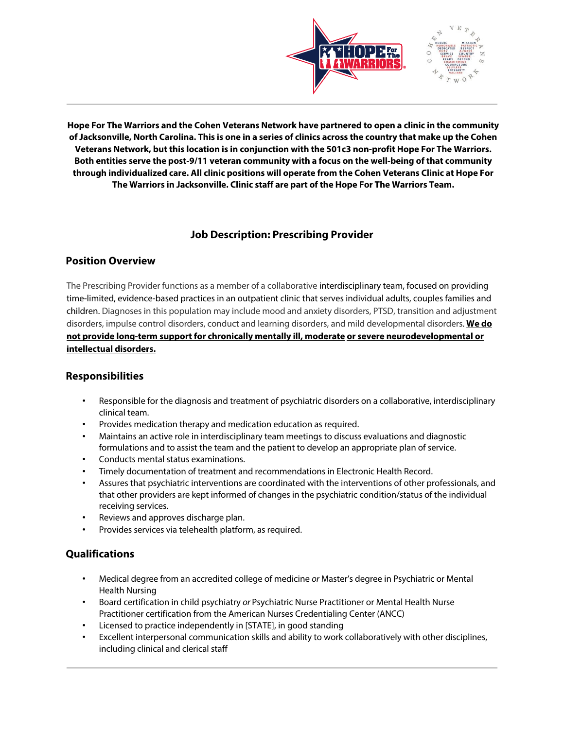**Hope For The Warriors and the Cohen Veterans Network have partnered to open a clinic in the community of Jacksonville, North Carolina. This is one in a series of clinics across the country that make up the Cohen Veterans Network, but this location is in conjunction with the 501c3 non-profit Hope For The Warriors. Both entities serve the post-9/11 veteran community with a focus on the well-being of that community through individualized care. All clinic positions will operate from the Cohen Veterans Clinic at Hope For The Warriors in Jacksonville. Clinic staff are part of the Hope For The Warriors Team.**

# Job Description: Prescribing Provider

## Position Overview

The Prescribing Provider functions as a member of a collaborative interdisciplinary team, focused on providing time-limited, evidence-based practices in an outpatient clinic that serves individual adults, couples families and children. Diagnoses in this population may include mood and anxiety disorders, PTSD, transition and adjustment disorders, impulse control disorders, conduct and learning disorders, and mild developmental disorders. **We do not provide long-term support for chronically mentally ill, moderate or severe neurodevelopmental or intellectual disorders.**

## Responsibilities

- Responsible for the diagnosis and treatment of psychiatric disorders on a collaborative, interdisciplinary clinical team.
- Provides medication therapy and medication education as required.
- Maintains an active role in interdisciplinary team meetings to discuss evaluations and diagnostic formulations and to assist the team and the patient to develop an appropriate plan of service.
- Conducts mental status examinations.
- Timely documentation of treatment and recommendations in Electronic Health Record.
- Assures that psychiatric interventions are coordinated with the interventions of other professionals, and that other providers are kept informed of changes in the psychiatric condition/status of the individual receiving services.
- Reviews and approves discharge plan.
- Provides services via telehealth platform, as required.

## Qualifications

- Medical degree from an accredited college of medicine *or* Master's degree in Psychiatric or Mental Health Nursing
- Board certification in child psychiatry *or* Psychiatric Nurse Practitioner or Mental Health Nurse Practitioner certification from the American Nurses Credentialing Center (ANCC)
- Licensed to practice independently in [STATE], in good standing
- Excellent interpersonal communication skills and ability to work collaboratively with other disciplines, including clinical and clerical staff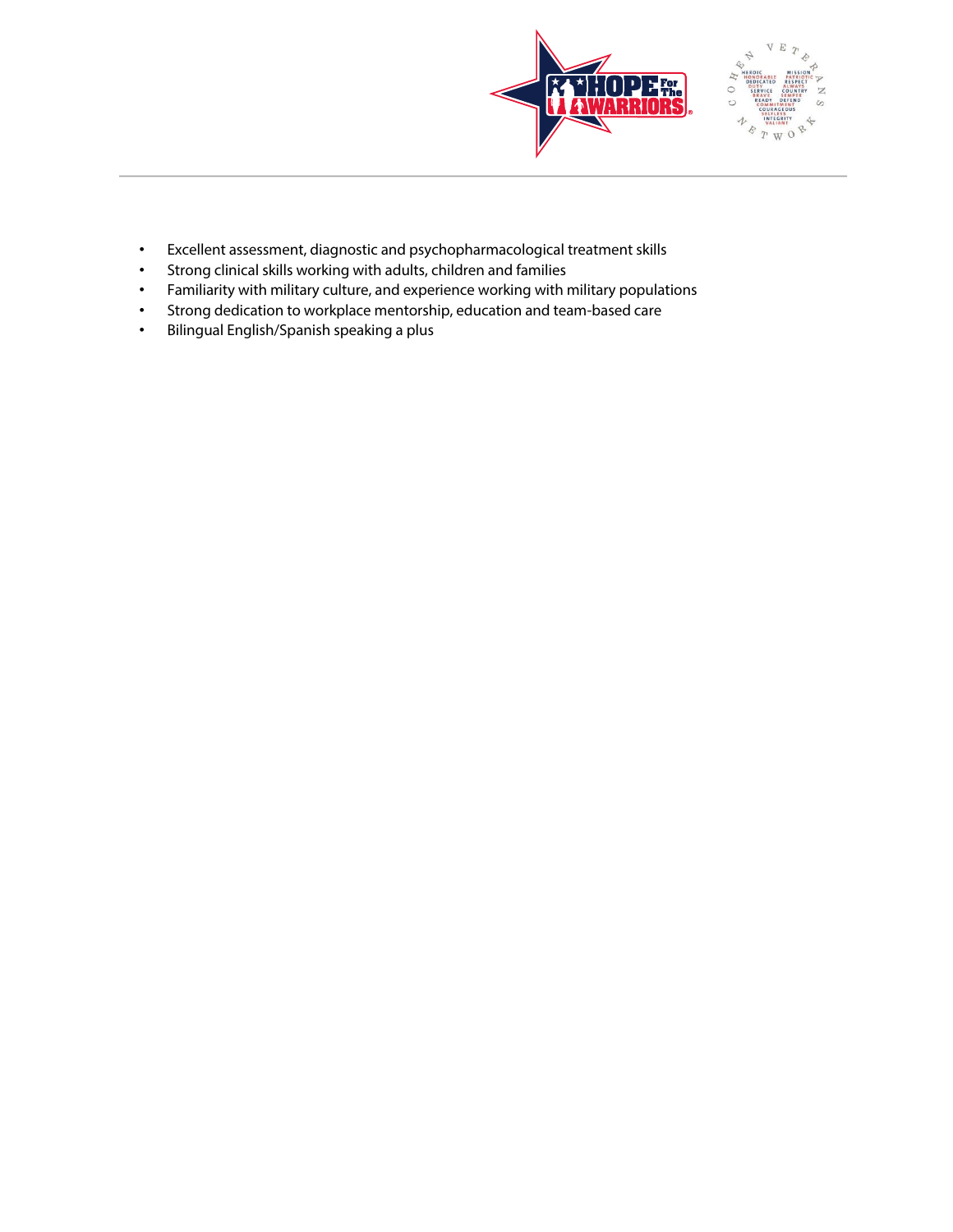- Excellent assessment, diagnostic and psychopharmacological treatment skills
- Strong clinical skills working with adults, children and families
- Familiarity with military culture, and experience working with military populations
- Strong dedication to workplace mentorship, education and team-based care
- Bilingual English/Spanish speaking a plus